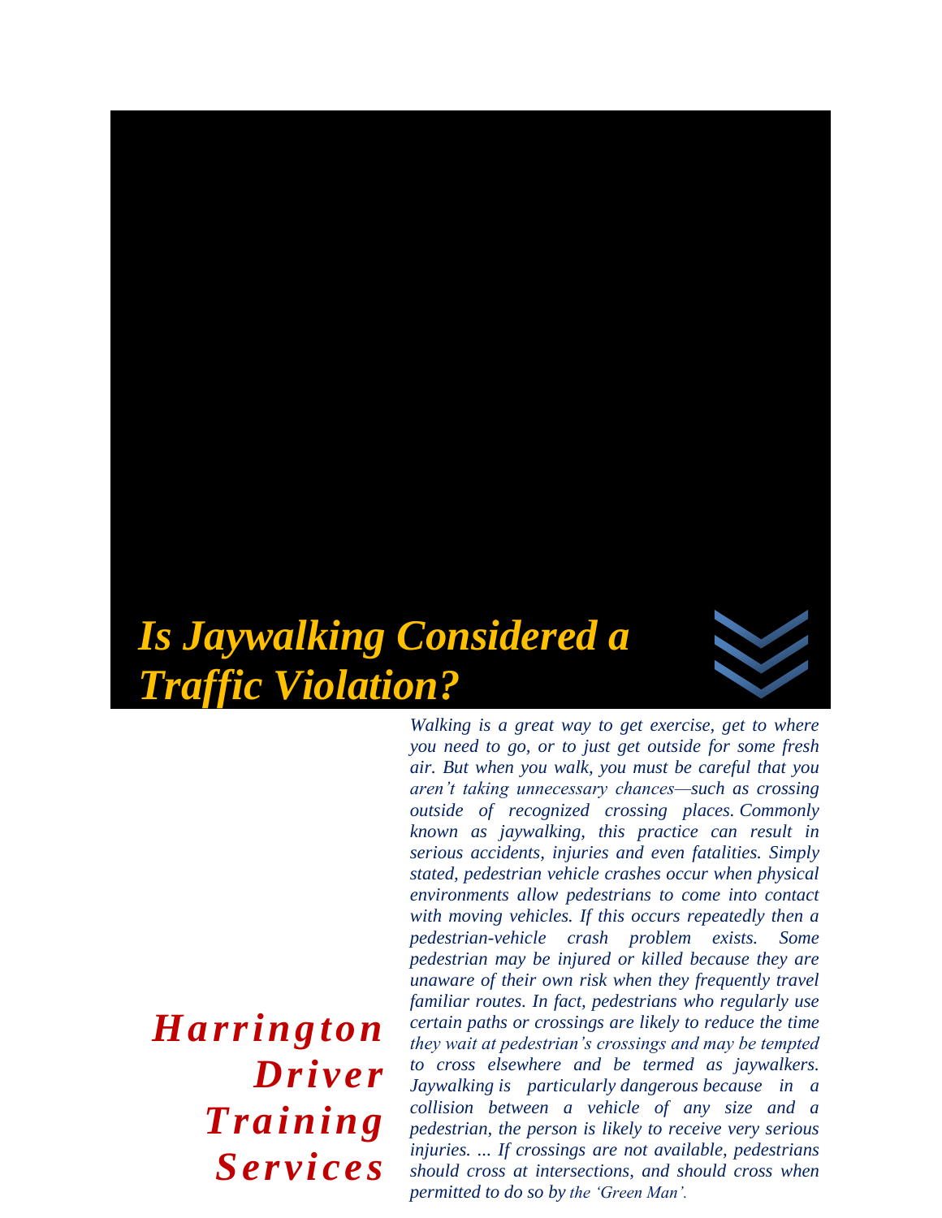# *Is Jaywalking Considered a Traffic Violation?*

***Harrington Driver Training Services***

*Walking is a great way to get exercise, get to where you need to go, or to just get outside for some fresh air. But when you walk, you must be careful that you aren't taking unnecessary chances—such as crossing outside of recognized crossing places. Commonly known as jaywalking, this practice can result in serious accidents, injuries and even fatalities. Simply stated, pedestrian vehicle crashes occur when physical environments allow pedestrians to come into contact with moving vehicles. If this occurs repeatedly then a pedestrian-vehicle crash problem exists. Some pedestrian may be injured or killed because they are unaware of their own risk when they frequently travel familiar routes. In fact, pedestrians who regularly use certain paths or crossings are likely to reduce the time they wait at pedestrian's crossings and may be tempted to cross elsewhere and be termed as jaywalkers. Jaywalking is particularly dangerous because in a collision between a vehicle of any size and a pedestrian, the person is likely to receive very serious injuries. ... If crossings are not available, pedestrians should cross at intersections, and should cross when permitted to do so by the 'Green Man'.*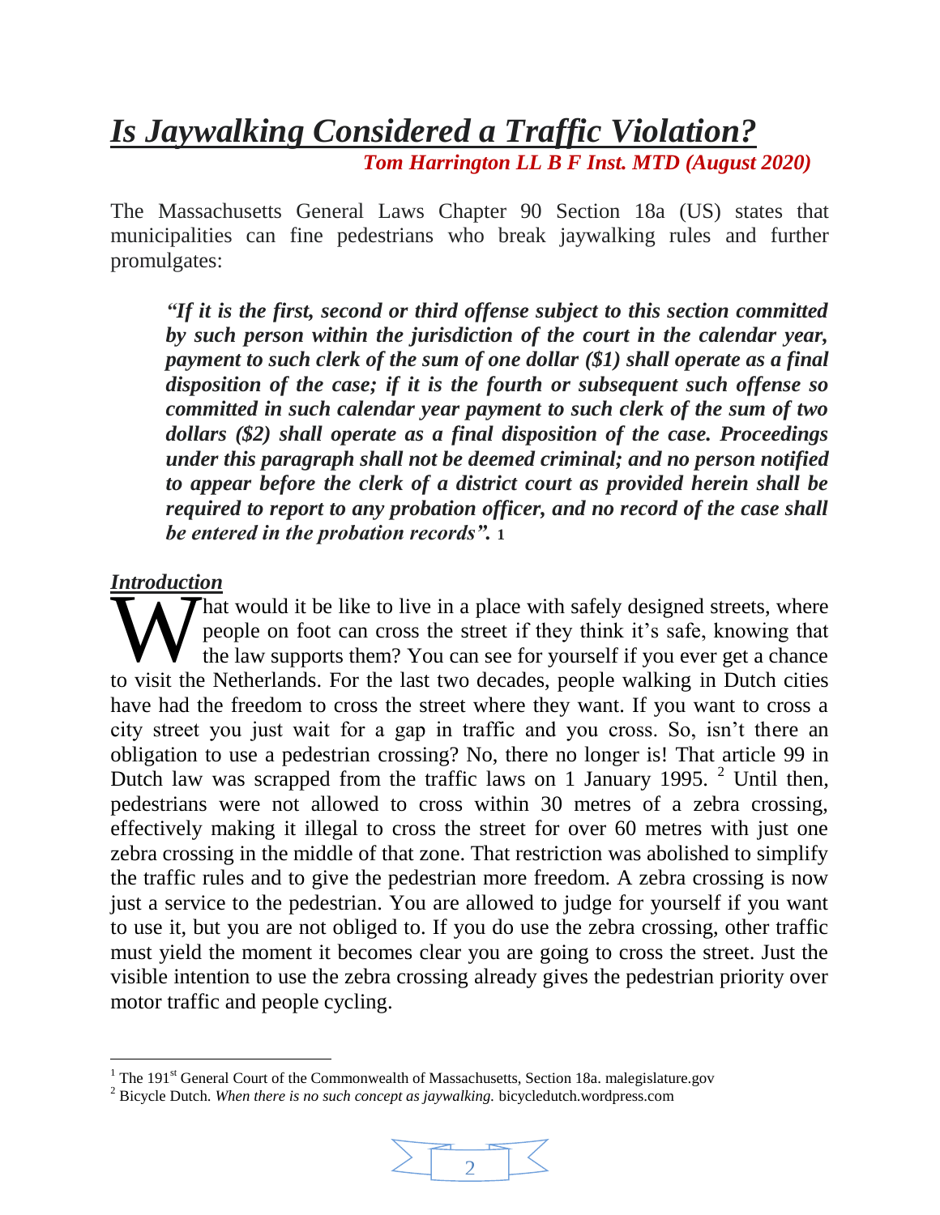# *Is Jaywalking Considered a Traffic Violation?*

***Tom Harrington LL B F Inst. MTD (August 2020)***

The Massachusetts General Laws Chapter 90 Section 18a (US) states that municipalities can fine pedestrians who break jaywalking rules and further promulgates:

> ***"If it is the first, second or third offense subject to this section committed by such person within the jurisdiction of the court in the calendar year, payment to such clerk of the sum of one dollar ($1) shall operate as a final disposition of the case; if it is the fourth or subsequent such offense so committed in such calendar year payment to such clerk of the sum of two dollars ($2) shall operate as a final disposition of the case. Proceedings under this paragraph shall not be deemed criminal; and no person notified to appear before the clerk of a district court as provided herein shall be required to report to any probation officer, and no record of the case shall be entered in the probation records".*** [1]

## *Introduction*

What would it be like to live in a place with safely designed streets, where people on foot can cross the street if they think it's safe, knowing that the law supports them? You can see for yourself if you ever get a chance to visit the Netherlands. For the last two decades, people walking in Dutch cities have had the freedom to cross the street where they want. If you want to cross a city street you just wait for a gap in traffic and you cross. So, isn't there an obligation to use a pedestrian crossing? No, there no longer is! That article 99 in Dutch law was scrapped from the traffic laws on 1 January 1995. [2] Until then, pedestrians were not allowed to cross within 30 metres of a zebra crossing, effectively making it illegal to cross the street for over 60 metres with just one zebra crossing in the middle of that zone. That restriction was abolished to simplify the traffic rules and to give the pedestrian more freedom. A zebra crossing is now just a service to the pedestrian. You are allowed to judge for yourself if you want to use it, but you are not obliged to. If you do use the zebra crossing, other traffic must yield the moment it becomes clear you are going to cross the street. Just the visible intention to use the zebra crossing already gives the pedestrian priority over motor traffic and people cycling.

---

[1] The 191st General Court of the Commonwealth of Massachusetts, Section 18a. malegislature.gov

[2] Bicycle Dutch. *When there is no such concept as jaywalking.* bicycledutch.wordpress.com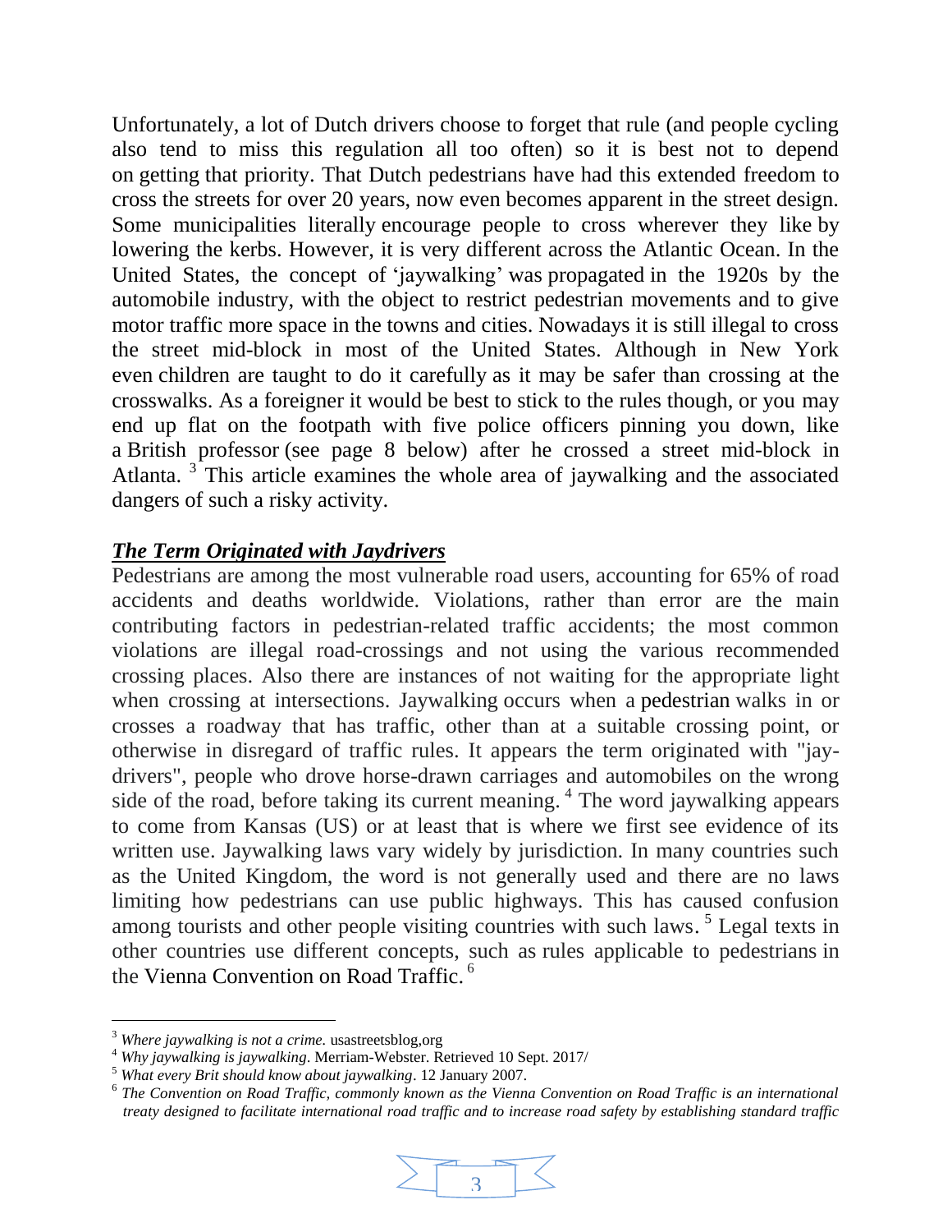Unfortunately, a lot of Dutch drivers choose to forget that rule (and people cycling also tend to miss this regulation all too often) so it is best not to depend on getting that priority. That Dutch pedestrians have had this extended freedom to cross the streets for over 20 years, now even becomes apparent in the street design. Some municipalities literally encourage people to cross wherever they like by lowering the kerbs. However, it is very different across the Atlantic Ocean. In the United States, the concept of 'jaywalking' was propagated in the 1920s by the automobile industry, with the object to restrict pedestrian movements and to give motor traffic more space in the towns and cities. Nowadays it is still illegal to cross the street mid-block in most of the United States. Although in New York even children are taught to do it carefully as it may be safer than crossing at the crosswalks. As a foreigner it would be best to stick to the rules though, or you may end up flat on the footpath with five police officers pinning you down, like a British professor (see page 8 below) after he crossed a street mid-block in Atlanta. [3] This article examines the whole area of jaywalking and the associated dangers of such a risky activity.

## ***The Term Originated with Jaydrivers***

Pedestrians are among the most vulnerable road users, accounting for 65% of road accidents and deaths worldwide. Violations, rather than error are the main contributing factors in pedestrian-related traffic accidents; the most common violations are illegal road-crossings and not using the various recommended crossing places. Also there are instances of not waiting for the appropriate light when crossing at intersections. Jaywalking occurs when a pedestrian walks in or crosses a roadway that has traffic, other than at a suitable crossing point, or otherwise in disregard of traffic rules. It appears the term originated with "jay-drivers", people who drove horse-drawn carriages and automobiles on the wrong side of the road, before taking its current meaning. [4] The word jaywalking appears to come from Kansas (US) or at least that is where we first see evidence of its written use. Jaywalking laws vary widely by jurisdiction. In many countries such as the United Kingdom, the word is not generally used and there are no laws limiting how pedestrians can use public highways. This has caused confusion among tourists and other people visiting countries with such laws. [5] Legal texts in other countries use different concepts, such as rules applicable to pedestrians in the Vienna Convention on Road Traffic. [6]

---

[3] *Where jaywalking is not a crime.* usastreetsblog,org

[4] *Why jaywalking is jaywalking*. Merriam-Webster. Retrieved 10 Sept. 2017/

[5] *What every Brit should know about jaywalking*. 12 January 2007.

[6] *The Convention on Road Traffic, commonly known as the Vienna Convention on Road Traffic is an international treaty designed to facilitate international road traffic and to increase road safety by establishing standard traffic*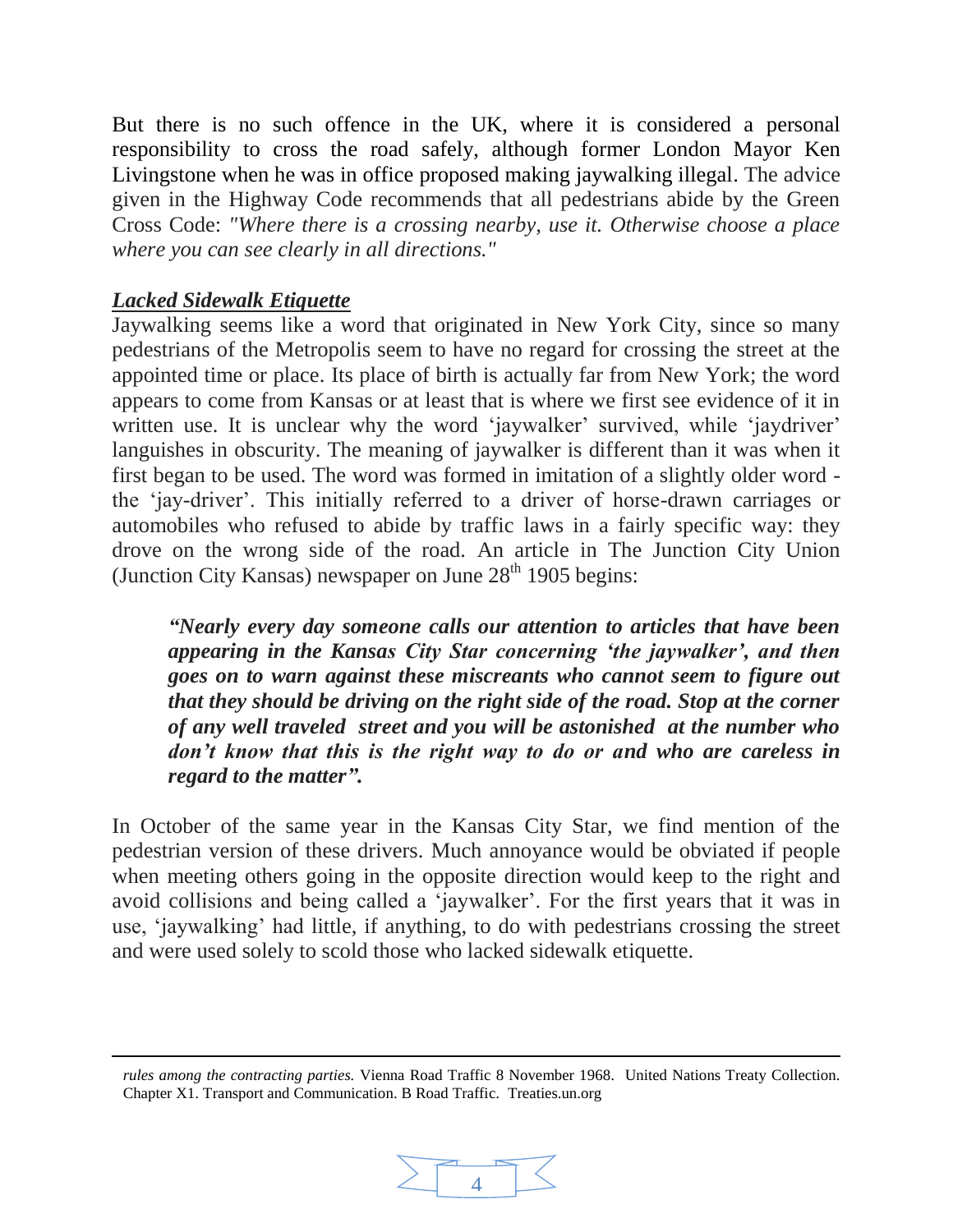But there is no such offence in the UK, where it is considered a personal responsibility to cross the road safely, although former London Mayor Ken Livingstone when he was in office proposed making jaywalking illegal. The advice given in the Highway Code recommends that all pedestrians abide by the Green Cross Code: *"Where there is a crossing nearby, use it. Otherwise choose a place where you can see clearly in all directions."*

### ***Lacked Sidewalk Etiquette***

Jaywalking seems like a word that originated in New York City, since so many pedestrians of the Metropolis seem to have no regard for crossing the street at the appointed time or place. Its place of birth is actually far from New York; the word appears to come from Kansas or at least that is where we first see evidence of it in written use. It is unclear why the word 'jaywalker' survived, while 'jaydriver' languishes in obscurity. The meaning of jaywalker is different than it was when it first began to be used. The word was formed in imitation of a slightly older word - the 'jay-driver'. This initially referred to a driver of horse-drawn carriages or automobiles who refused to abide by traffic laws in a fairly specific way: they drove on the wrong side of the road. An article in The Junction City Union (Junction City Kansas) newspaper on June 28th 1905 begins:

> ***"Nearly every day someone calls our attention to articles that have been appearing in the Kansas City Star concerning 'the jaywalker', and then goes on to warn against these miscreants who cannot seem to figure out that they should be driving on the right side of the road. Stop at the corner of any well traveled street and you will be astonished at the number who don't know that this is the right way to do or and who are careless in regard to the matter".***

In October of the same year in the Kansas City Star, we find mention of the pedestrian version of these drivers. Much annoyance would be obviated if people when meeting others going in the opposite direction would keep to the right and avoid collisions and being called a 'jaywalker'. For the first years that it was in use, 'jaywalking' had little, if anything, to do with pedestrians crossing the street and were used solely to scold those who lacked sidewalk etiquette.

---

*rules among the contracting parties.* Vienna Road Traffic 8 November 1968. United Nations Treaty Collection. Chapter X1. Transport and Communication. B Road Traffic. Treaties.un.org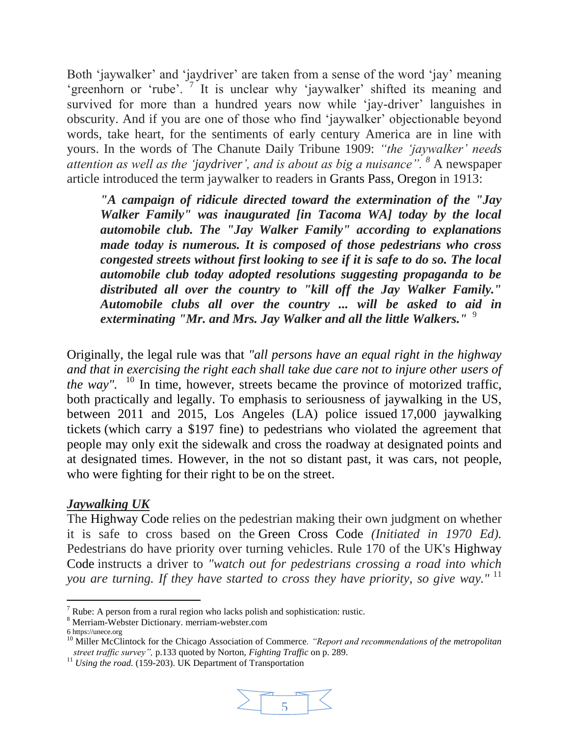Both 'jaywalker' and 'jaydriver' are taken from a sense of the word 'jay' meaning 'greenhorn or 'rube'. [7] It is unclear why 'jaywalker' shifted its meaning and survived for more than a hundred years now while 'jay-driver' languishes in obscurity. And if you are one of those who find 'jaywalker' objectionable beyond words, take heart, for the sentiments of early century America are in line with yours. In the words of The Chanute Daily Tribune 1909: *"the 'jaywalker' needs attention as well as the 'jaydriver', and is about as big a nuisance".* [8] A newspaper article introduced the term jaywalker to readers in Grants Pass, Oregon in 1913:

> ***"A campaign of ridicule directed toward the extermination of the "Jay Walker Family" was inaugurated [in Tacoma WA] today by the local automobile club. The "Jay Walker Family" according to explanations made today is numerous. It is composed of those pedestrians who cross congested streets without first looking to see if it is safe to do so. The local automobile club today adopted resolutions suggesting propaganda to be distributed all over the country to "kill off the Jay Walker Family." Automobile clubs all over the country ... will be asked to aid in exterminating "Mr. and Mrs. Jay Walker and all the little Walkers."*** [9]

Originally, the legal rule was that *"all persons have an equal right in the highway and that in exercising the right each shall take due care not to injure other users of the way".* [10] In time, however, streets became the province of motorized traffic, both practically and legally. To emphasis to seriousness of jaywalking in the US, between 2011 and 2015, Los Angeles (LA) police issued 17,000 jaywalking tickets (which carry a $197 fine) to pedestrians who violated the agreement that people may only exit the sidewalk and cross the roadway at designated points and at designated times. However, in the not so distant past, it was cars, not people, who were fighting for their right to be on the street.

***Jaywalking UK***

The Highway Code relies on the pedestrian making their own judgment on whether it is safe to cross based on the Green Cross Code *(Initiated in 1970 Ed).* Pedestrians do have priority over turning vehicles. Rule 170 of the UK's Highway Code instructs a driver to *"watch out for pedestrians crossing a road into which you are turning. If they have started to cross they have priority, so give way."* [11]

---

[7] Rube: A person from a rural region who lacks polish and sophistication: rustic.

[8] Merriam-Webster Dictionary. merriam-webster.com

6 https://unece.org

[10] Miller McClintock for the Chicago Association of Commerce. *"Report and recommendations of the metropolitan street traffic survey",* p.133 quoted by Norton, *Fighting Traffic* on p. 289.

[11] *Using the road.* (159-203). UK Department of Transportation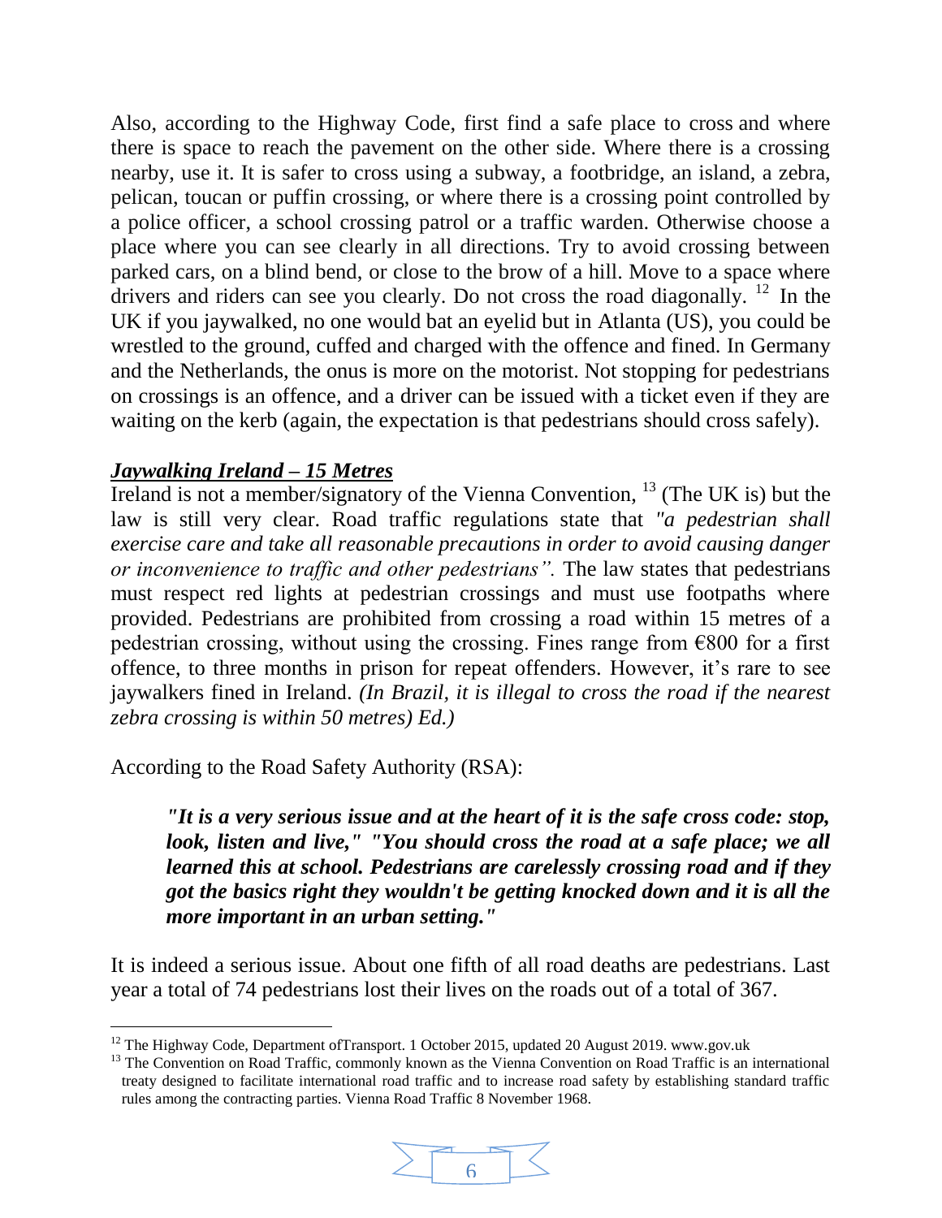Also, according to the Highway Code, first find a safe place to cross and where there is space to reach the pavement on the other side. Where there is a crossing nearby, use it. It is safer to cross using a subway, a footbridge, an island, a zebra, pelican, toucan or puffin crossing, or where there is a crossing point controlled by a police officer, a school crossing patrol or a traffic warden. Otherwise choose a place where you can see clearly in all directions. Try to avoid crossing between parked cars, on a blind bend, or close to the brow of a hill. Move to a space where drivers and riders can see you clearly. Do not cross the road diagonally. [12] In the UK if you jaywalked, no one would bat an eyelid but in Atlanta (US), you could be wrestled to the ground, cuffed and charged with the offence and fined. In Germany and the Netherlands, the onus is more on the motorist. Not stopping for pedestrians on crossings is an offence, and a driver can be issued with a ticket even if they are waiting on the kerb (again, the expectation is that pedestrians should cross safely).

### ***Jaywalking Ireland – 15 Metres***

Ireland is not a member/signatory of the Vienna Convention, [13] (The UK is) but the law is still very clear. Road traffic regulations state that *"a pedestrian shall exercise care and take all reasonable precautions in order to avoid causing danger or inconvenience to traffic and other pedestrians".* The law states that pedestrians must respect red lights at pedestrian crossings and must use footpaths where provided. Pedestrians are prohibited from crossing a road within 15 metres of a pedestrian crossing, without using the crossing. Fines range from €800 for a first offence, to three months in prison for repeat offenders. However, it's rare to see jaywalkers fined in Ireland. *(In Brazil, it is illegal to cross the road if the nearest zebra crossing is within 50 metres) Ed.)*

According to the Road Safety Authority (RSA):

> ***"It is a very serious issue and at the heart of it is the safe cross code: stop, look, listen and live," "You should cross the road at a safe place; we all learned this at school. Pedestrians are carelessly crossing road and if they got the basics right they wouldn't be getting knocked down and it is all the more important in an urban setting."***

It is indeed a serious issue. About one fifth of all road deaths are pedestrians. Last year a total of 74 pedestrians lost their lives on the roads out of a total of 367.

---

[12] The Highway Code, Department ofTransport. 1 October 2015, updated 20 August 2019. www.gov.uk

[13] The Convention on Road Traffic, commonly known as the Vienna Convention on Road Traffic is an international treaty designed to facilitate international road traffic and to increase road safety by establishing standard traffic rules among the contracting parties. Vienna Road Traffic 8 November 1968.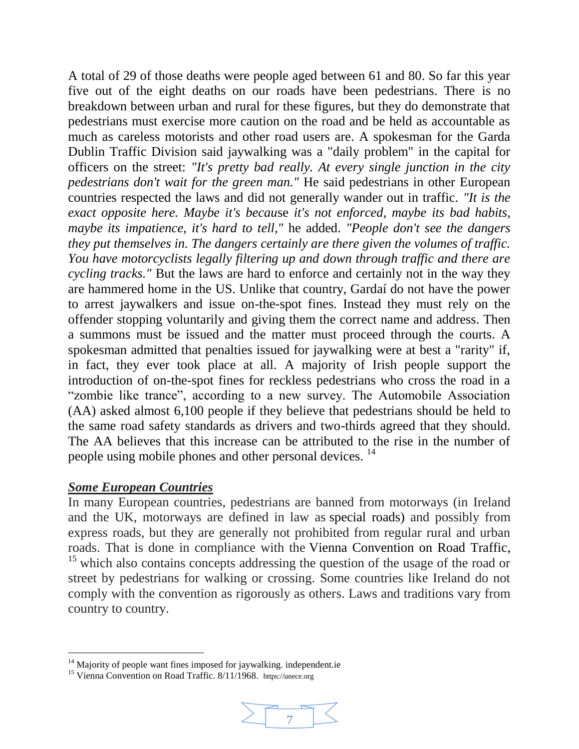A total of 29 of those deaths were people aged between 61 and 80. So far this year five out of the eight deaths on our roads have been pedestrians. There is no breakdown between urban and rural for these figures, but they do demonstrate that pedestrians must exercise more caution on the road and be held as accountable as much as careless motorists and other road users are. A spokesman for the Garda Dublin Traffic Division said jaywalking was a "daily problem" in the capital for officers on the street: *"It's pretty bad really. At every single junction in the city pedestrians don't wait for the green man."* He said pedestrians in other European countries respected the laws and did not generally wander out in traffic. *"It is the exact opposite here. Maybe it's because it's not enforced, maybe its bad habits, maybe its impatience, it's hard to tell,"* he added. *"People don't see the dangers they put themselves in. The dangers certainly are there given the volumes of traffic. You have motorcyclists legally filtering up and down through traffic and there are cycling tracks."* But the laws are hard to enforce and certainly not in the way they are hammered home in the US. Unlike that country, Gardaí do not have the power to arrest jaywalkers and issue on-the-spot fines. Instead they must rely on the offender stopping voluntarily and giving them the correct name and address. Then a summons must be issued and the matter must proceed through the courts. A spokesman admitted that penalties issued for jaywalking were at best a "rarity" if, in fact, they ever took place at all. A majority of Irish people support the introduction of on-the-spot fines for reckless pedestrians who cross the road in a "zombie like trance", according to a new survey. The Automobile Association (AA) asked almost 6,100 people if they believe that pedestrians should be held to the same road safety standards as drivers and two-thirds agreed that they should. The AA believes that this increase can be attributed to the rise in the number of people using mobile phones and other personal devices. [14]

## ***Some European Countries***

In many European countries, pedestrians are banned from motorways (in Ireland and the UK, motorways are defined in law as special roads) and possibly from express roads, but they are generally not prohibited from regular rural and urban roads. That is done in compliance with the Vienna Convention on Road Traffic, [15] which also contains concepts addressing the question of the usage of the road or street by pedestrians for walking or crossing. Some countries like Ireland do not comply with the convention as rigorously as others. Laws and traditions vary from country to country.

---

[14] Majority of people want fines imposed for jaywalking. independent.ie

[15] Vienna Convention on Road Traffic. 8/11/1968. https://unece.org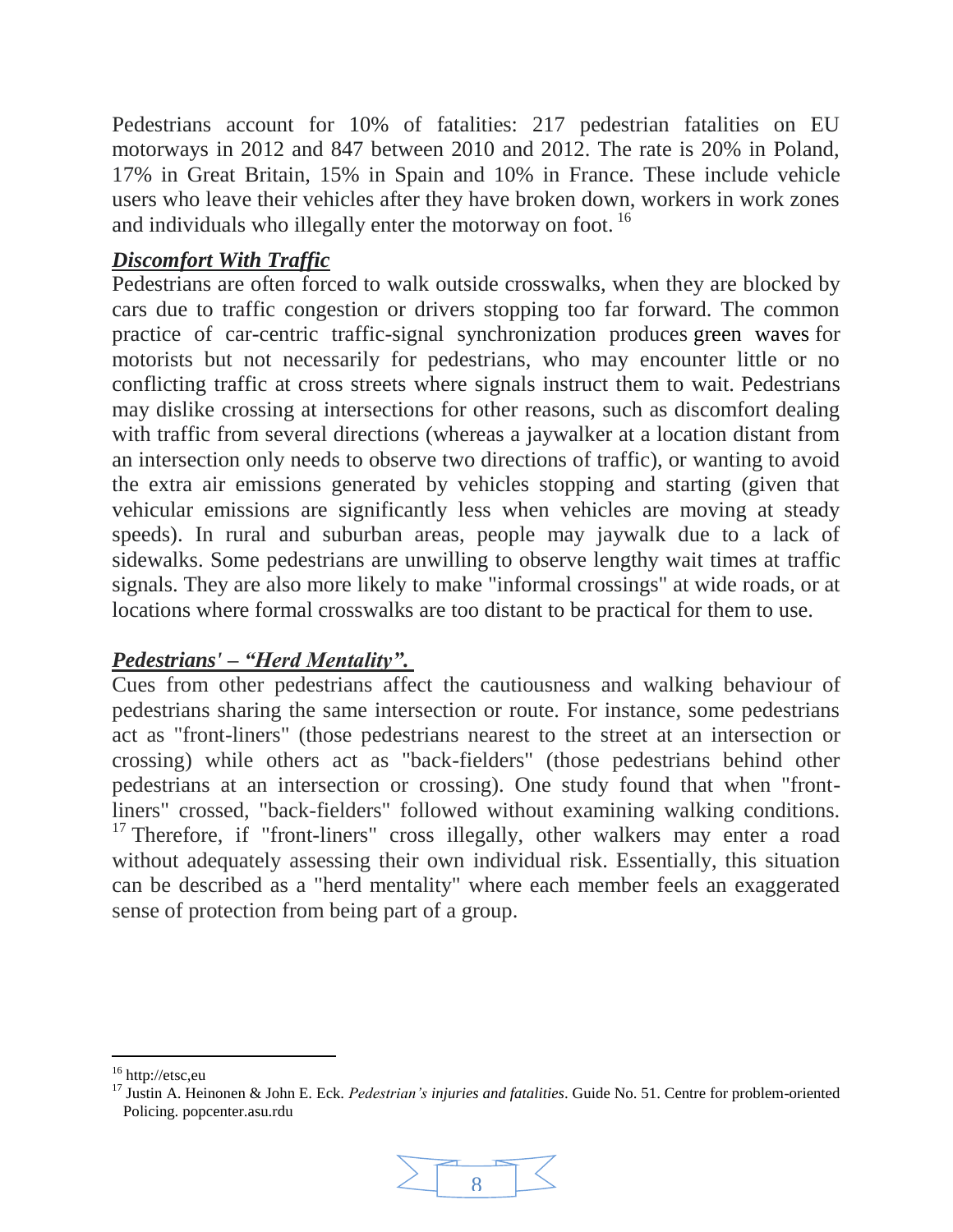Pedestrians account for 10% of fatalities: 217 pedestrian fatalities on EU motorways in 2012 and 847 between 2010 and 2012. The rate is 20% in Poland, 17% in Great Britain, 15% in Spain and 10% in France. These include vehicle users who leave their vehicles after they have broken down, workers in work zones and individuals who illegally enter the motorway on foot.[16]

### ***Discomfort With Traffic***

Pedestrians are often forced to walk outside crosswalks, when they are blocked by cars due to traffic congestion or drivers stopping too far forward. The common practice of car-centric traffic-signal synchronization produces green waves for motorists but not necessarily for pedestrians, who may encounter little or no conflicting traffic at cross streets where signals instruct them to wait. Pedestrians may dislike crossing at intersections for other reasons, such as discomfort dealing with traffic from several directions (whereas a jaywalker at a location distant from an intersection only needs to observe two directions of traffic), or wanting to avoid the extra air emissions generated by vehicles stopping and starting (given that vehicular emissions are significantly less when vehicles are moving at steady speeds). In rural and suburban areas, people may jaywalk due to a lack of sidewalks. Some pedestrians are unwilling to observe lengthy wait times at traffic signals. They are also more likely to make "informal crossings" at wide roads, or at locations where formal crosswalks are too distant to be practical for them to use.

### ***Pedestrians' – "Herd Mentality".***

Cues from other pedestrians affect the cautiousness and walking behaviour of pedestrians sharing the same intersection or route. For instance, some pedestrians act as "front-liners" (those pedestrians nearest to the street at an intersection or crossing) while others act as "back-fielders" (those pedestrians behind other pedestrians at an intersection or crossing). One study found that when "front-liners" crossed, "back-fielders" followed without examining walking conditions.[17] Therefore, if "front-liners" cross illegally, other walkers may enter a road without adequately assessing their own individual risk. Essentially, this situation can be described as a "herd mentality" where each member feels an exaggerated sense of protection from being part of a group.

---

[16] http://etsc,eu

[17] Justin A. Heinonen & John E. Eck. *Pedestrian's injuries and fatalities*. Guide No. 51. Centre for problem-oriented Policing. popcenter.asu.rdu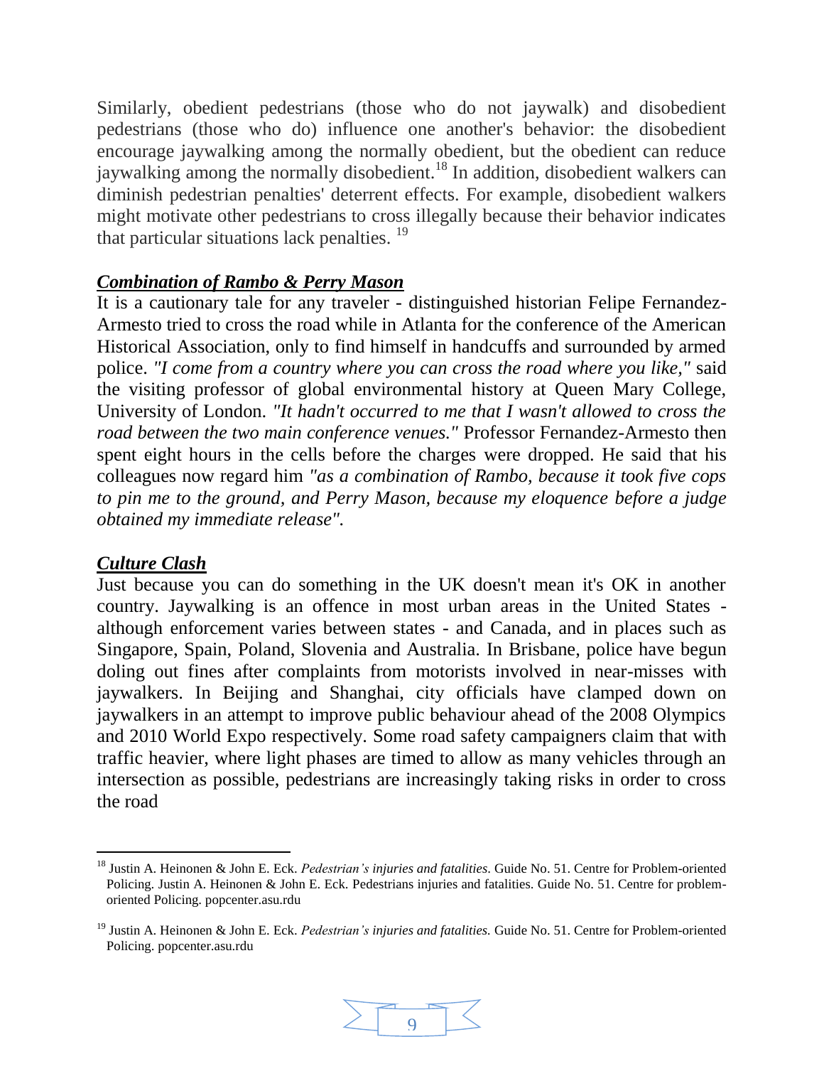Similarly, obedient pedestrians (those who do not jaywalk) and disobedient pedestrians (those who do) influence one another's behavior: the disobedient encourage jaywalking among the normally obedient, but the obedient can reduce jaywalking among the normally disobedient.[18] In addition, disobedient walkers can diminish pedestrian penalties' deterrent effects. For example, disobedient walkers might motivate other pedestrians to cross illegally because their behavior indicates that particular situations lack penalties. [19]

***Combination of Rambo & Perry Mason***

It is a cautionary tale for any traveler - distinguished historian Felipe Fernandez-Armesto tried to cross the road while in Atlanta for the conference of the American Historical Association, only to find himself in handcuffs and surrounded by armed police. *"I come from a country where you can cross the road where you like,"* said the visiting professor of global environmental history at Queen Mary College, University of London. *"It hadn't occurred to me that I wasn't allowed to cross the road between the two main conference venues."* Professor Fernandez-Armesto then spent eight hours in the cells before the charges were dropped. He said that his colleagues now regard him *"as a combination of Rambo, because it took five cops to pin me to the ground, and Perry Mason, because my eloquence before a judge obtained my immediate release".*

***Culture Clash***

Just because you can do something in the UK doesn't mean it's OK in another country. Jaywalking is an offence in most urban areas in the United States - although enforcement varies between states - and Canada, and in places such as Singapore, Spain, Poland, Slovenia and Australia. In Brisbane, police have begun doling out fines after complaints from motorists involved in near-misses with jaywalkers. In Beijing and Shanghai, city officials have clamped down on jaywalkers in an attempt to improve public behaviour ahead of the 2008 Olympics and 2010 World Expo respectively. Some road safety campaigners claim that with traffic heavier, where light phases are timed to allow as many vehicles through an intersection as possible, pedestrians are increasingly taking risks in order to cross the road

---

[18] Justin A. Heinonen & John E. Eck. *Pedestrian's injuries and fatalities*. Guide No. 51. Centre for Problem-oriented Policing. Justin A. Heinonen & John E. Eck. Pedestrians injuries and fatalities. Guide No. 51. Centre for problem-oriented Policing. popcenter.asu.rdu

[19] Justin A. Heinonen & John E. Eck. *Pedestrian's injuries and fatalities.* Guide No. 51. Centre for Problem-oriented Policing. popcenter.asu.rdu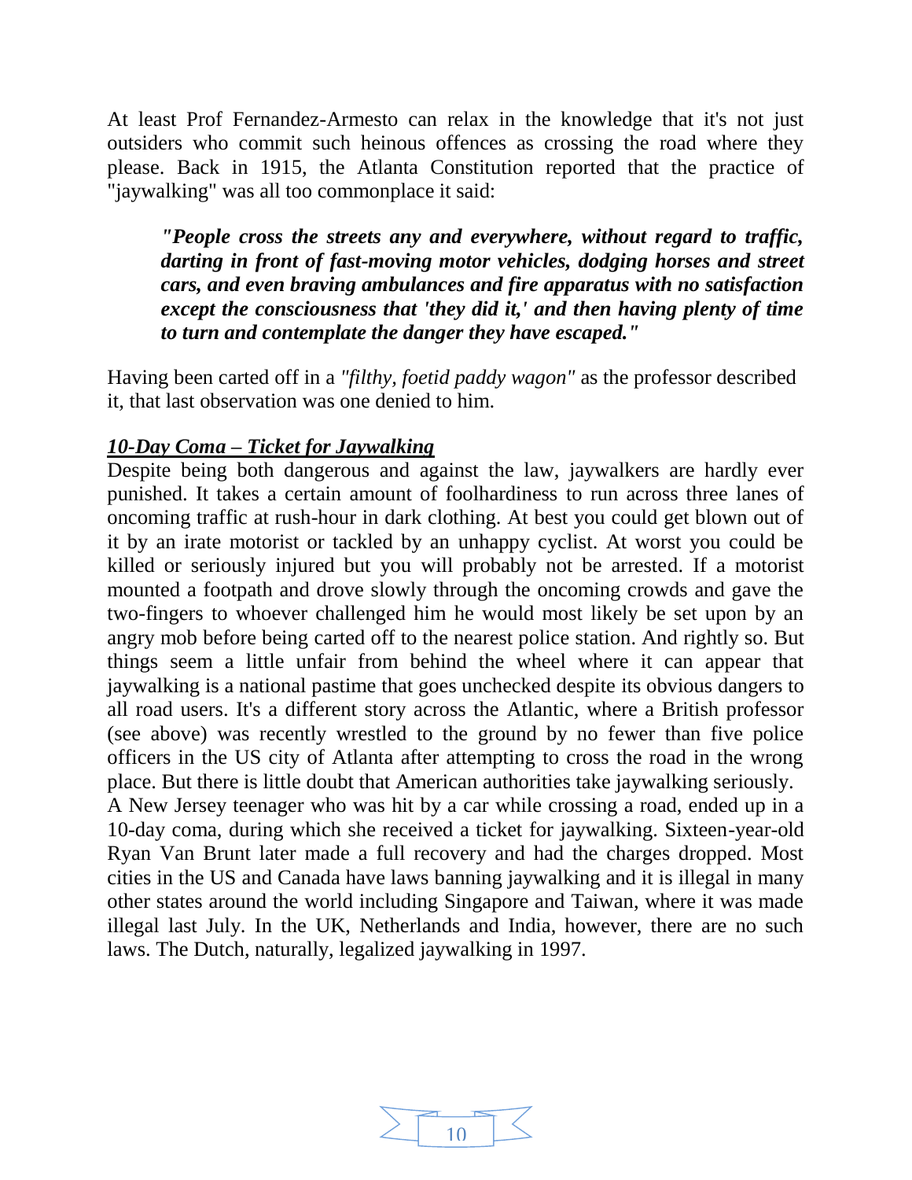At least Prof Fernandez-Armesto can relax in the knowledge that it's not just outsiders who commit such heinous offences as crossing the road where they please. Back in 1915, the Atlanta Constitution reported that the practice of "jaywalking" was all too commonplace it said:

> ***"People cross the streets any and everywhere, without regard to traffic, darting in front of fast-moving motor vehicles, dodging horses and street cars, and even braving ambulances and fire apparatus with no satisfaction except the consciousness that 'they did it,' and then having plenty of time to turn and contemplate the danger they have escaped."***

Having been carted off in a *"filthy, foetid paddy wagon"* as the professor described it, that last observation was one denied to him.

***<u>10-Day Coma – Ticket for Jaywalking</u>***

Despite being both dangerous and against the law, jaywalkers are hardly ever punished. It takes a certain amount of foolhardiness to run across three lanes of oncoming traffic at rush-hour in dark clothing. At best you could get blown out of it by an irate motorist or tackled by an unhappy cyclist. At worst you could be killed or seriously injured but you will probably not be arrested. If a motorist mounted a footpath and drove slowly through the oncoming crowds and gave the two-fingers to whoever challenged him he would most likely be set upon by an angry mob before being carted off to the nearest police station. And rightly so. But things seem a little unfair from behind the wheel where it can appear that jaywalking is a national pastime that goes unchecked despite its obvious dangers to all road users. It's a different story across the Atlantic, where a British professor (see above) was recently wrestled to the ground by no fewer than five police officers in the US city of Atlanta after attempting to cross the road in the wrong place. But there is little doubt that American authorities take jaywalking seriously.

A New Jersey teenager who was hit by a car while crossing a road, ended up in a 10-day coma, during which she received a ticket for jaywalking. Sixteen-year-old Ryan Van Brunt later made a full recovery and had the charges dropped. Most cities in the US and Canada have laws banning jaywalking and it is illegal in many other states around the world including Singapore and Taiwan, where it was made illegal last July. In the UK, Netherlands and India, however, there are no such laws. The Dutch, naturally, legalized jaywalking in 1997.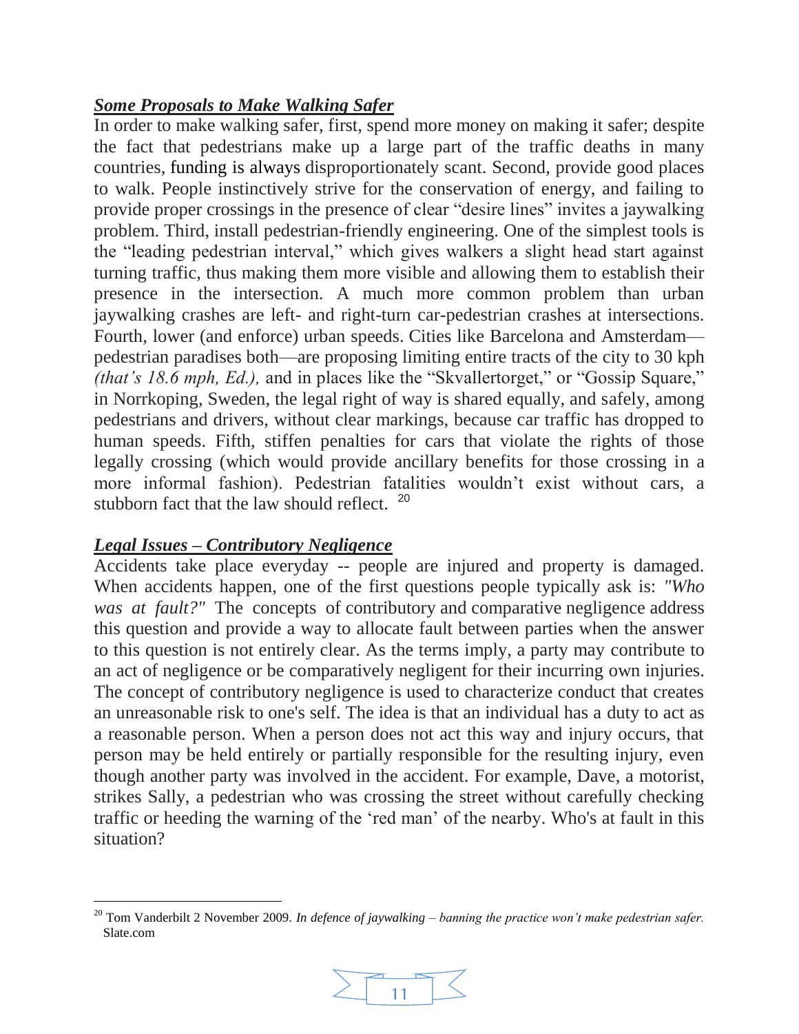***Some Proposals to Make Walking Safer***

In order to make walking safer, first, spend more money on making it safer; despite the fact that pedestrians make up a large part of the traffic deaths in many countries, funding is always disproportionately scant. Second, provide good places to walk. People instinctively strive for the conservation of energy, and failing to provide proper crossings in the presence of clear "desire lines" invites a jaywalking problem. Third, install pedestrian-friendly engineering. One of the simplest tools is the "leading pedestrian interval," which gives walkers a slight head start against turning traffic, thus making them more visible and allowing them to establish their presence in the intersection. A much more common problem than urban jaywalking crashes are left- and right-turn car-pedestrian crashes at intersections. Fourth, lower (and enforce) urban speeds. Cities like Barcelona and Amsterdam—pedestrian paradises both—are proposing limiting entire tracts of the city to 30 kph *(that's 18.6 mph, Ed.),* and in places like the "Skvallertorget," or "Gossip Square," in Norrkoping, Sweden, the legal right of way is shared equally, and safely, among pedestrians and drivers, without clear markings, because car traffic has dropped to human speeds. Fifth, stiffen penalties for cars that violate the rights of those legally crossing (which would provide ancillary benefits for those crossing in a more informal fashion). Pedestrian fatalities wouldn't exist without cars, a stubborn fact that the law should reflect. [20]

***Legal Issues – Contributory Negligence***

Accidents take place everyday -- people are injured and property is damaged. When accidents happen, one of the first questions people typically ask is: *"Who was at fault?"* The concepts of contributory and comparative negligence address this question and provide a way to allocate fault between parties when the answer to this question is not entirely clear. As the terms imply, a party may contribute to an act of negligence or be comparatively negligent for their incurring own injuries. The concept of contributory negligence is used to characterize conduct that creates an unreasonable risk to one's self. The idea is that an individual has a duty to act as a reasonable person. When a person does not act this way and injury occurs, that person may be held entirely or partially responsible for the resulting injury, even though another party was involved in the accident. For example, Dave, a motorist, strikes Sally, a pedestrian who was crossing the street without carefully checking traffic or heeding the warning of the 'red man' of the nearby. Who's at fault in this situation?

---

[20] Tom Vanderbilt 2 November 2009. *In defence of jaywalking – banning the practice won't make pedestrian safer.* Slate.com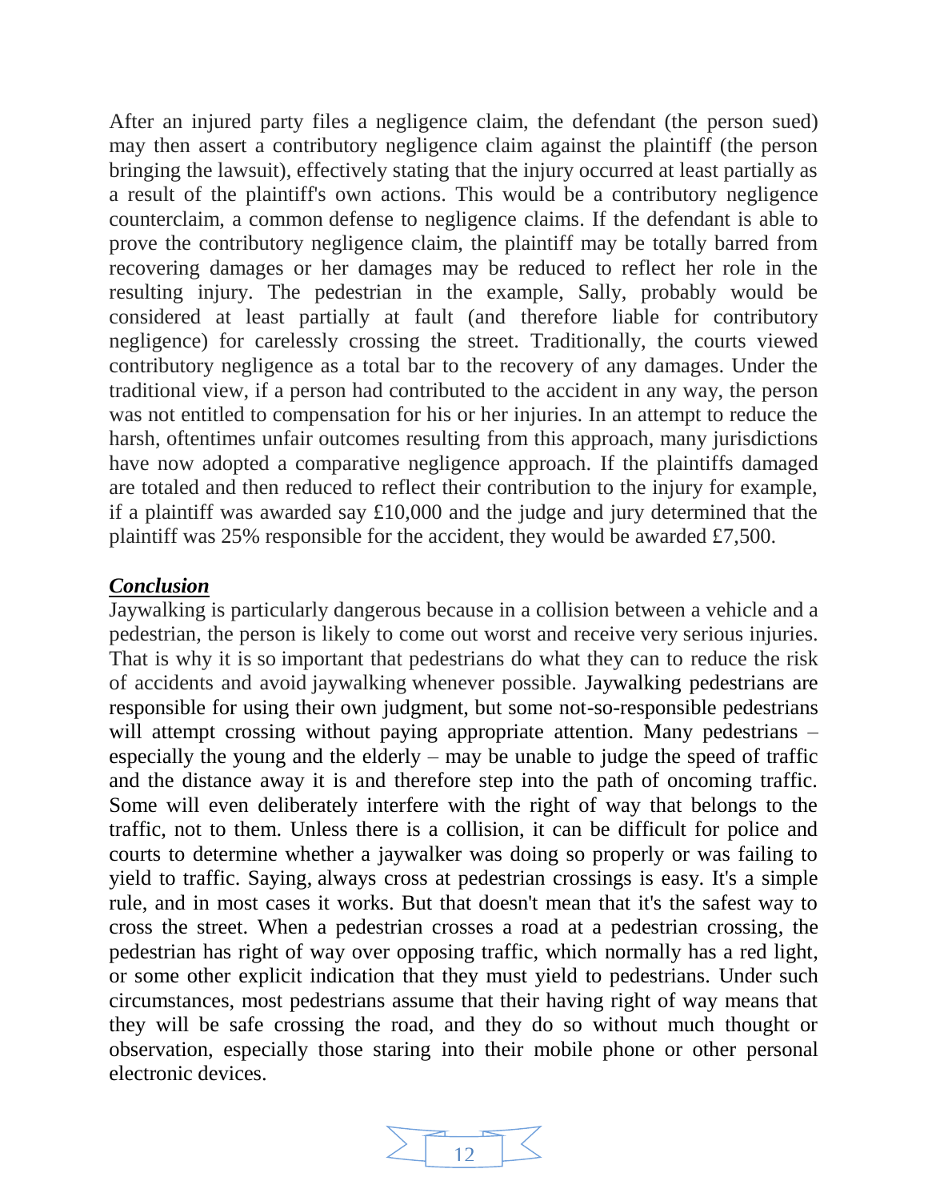After an injured party files a negligence claim, the defendant (the person sued) may then assert a contributory negligence claim against the plaintiff (the person bringing the lawsuit), effectively stating that the injury occurred at least partially as a result of the plaintiff's own actions. This would be a contributory negligence counterclaim, a common defense to negligence claims. If the defendant is able to prove the contributory negligence claim, the plaintiff may be totally barred from recovering damages or her damages may be reduced to reflect her role in the resulting injury. The pedestrian in the example, Sally, probably would be considered at least partially at fault (and therefore liable for contributory negligence) for carelessly crossing the street. Traditionally, the courts viewed contributory negligence as a total bar to the recovery of any damages. Under the traditional view, if a person had contributed to the accident in any way, the person was not entitled to compensation for his or her injuries. In an attempt to reduce the harsh, oftentimes unfair outcomes resulting from this approach, many jurisdictions have now adopted a comparative negligence approach. If the plaintiffs damaged are totaled and then reduced to reflect their contribution to the injury for example, if a plaintiff was awarded say £10,000 and the judge and jury determined that the plaintiff was 25% responsible for the accident, they would be awarded £7,500.

## ***Conclusion***

Jaywalking is particularly dangerous because in a collision between a vehicle and a pedestrian, the person is likely to come out worst and receive very serious injuries. That is why it is so important that pedestrians do what they can to reduce the risk of accidents and avoid jaywalking whenever possible. Jaywalking pedestrians are responsible for using their own judgment, but some not-so-responsible pedestrians will attempt crossing without paying appropriate attention. Many pedestrians – especially the young and the elderly – may be unable to judge the speed of traffic and the distance away it is and therefore step into the path of oncoming traffic. Some will even deliberately interfere with the right of way that belongs to the traffic, not to them. Unless there is a collision, it can be difficult for police and courts to determine whether a jaywalker was doing so properly or was failing to yield to traffic. Saying, always cross at pedestrian crossings is easy. It's a simple rule, and in most cases it works. But that doesn't mean that it's the safest way to cross the street. When a pedestrian crosses a road at a pedestrian crossing, the pedestrian has right of way over opposing traffic, which normally has a red light, or some other explicit indication that they must yield to pedestrians. Under such circumstances, most pedestrians assume that their having right of way means that they will be safe crossing the road, and they do so without much thought or observation, especially those staring into their mobile phone or other personal electronic devices.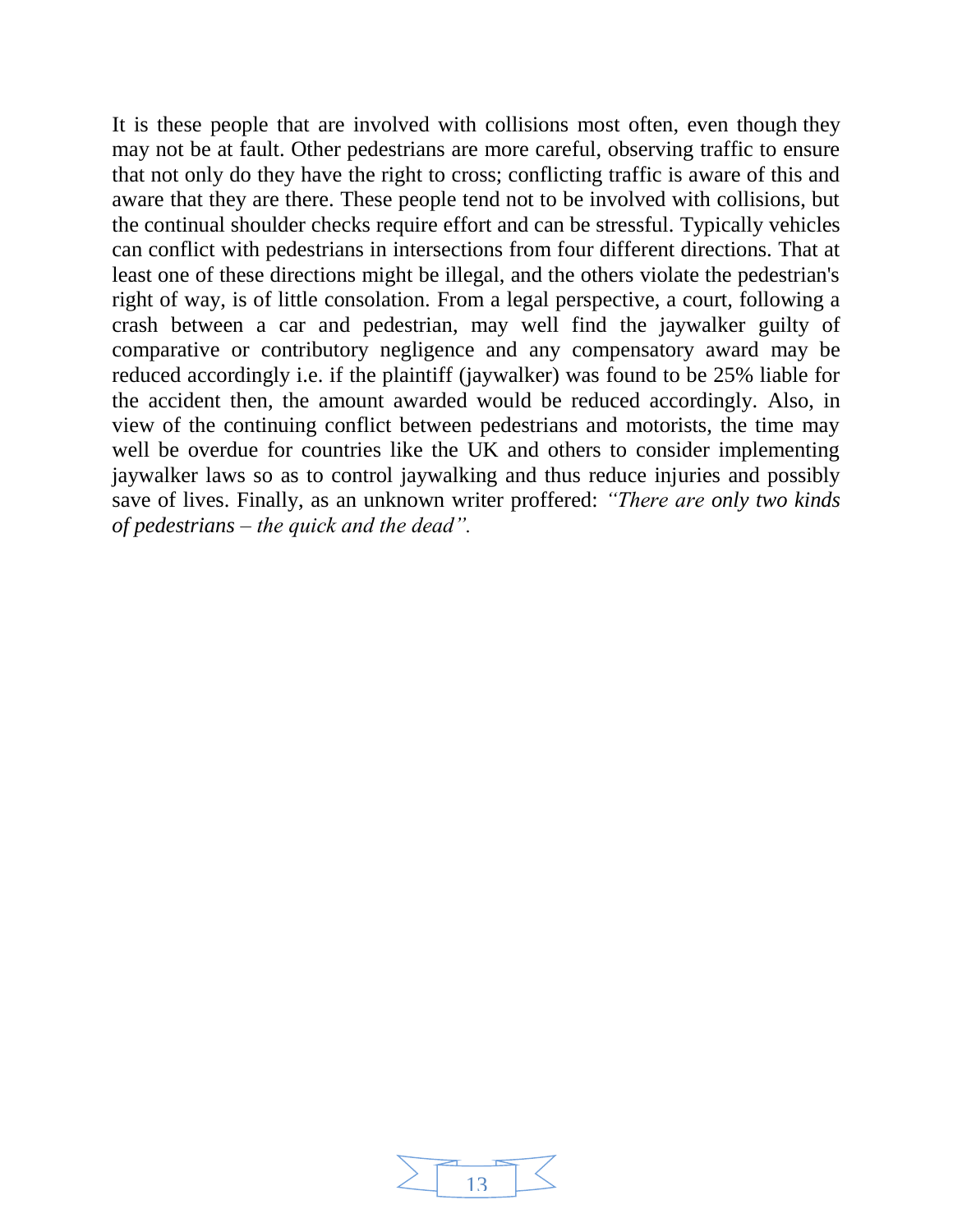It is these people that are involved with collisions most often, even though they may not be at fault. Other pedestrians are more careful, observing traffic to ensure that not only do they have the right to cross; conflicting traffic is aware of this and aware that they are there. These people tend not to be involved with collisions, but the continual shoulder checks require effort and can be stressful. Typically vehicles can conflict with pedestrians in intersections from four different directions. That at least one of these directions might be illegal, and the others violate the pedestrian's right of way, is of little consolation. From a legal perspective, a court, following a crash between a car and pedestrian, may well find the jaywalker guilty of comparative or contributory negligence and any compensatory award may be reduced accordingly i.e. if the plaintiff (jaywalker) was found to be 25% liable for the accident then, the amount awarded would be reduced accordingly. Also, in view of the continuing conflict between pedestrians and motorists, the time may well be overdue for countries like the UK and others to consider implementing jaywalker laws so as to control jaywalking and thus reduce injuries and possibly save of lives. Finally, as an unknown writer proffered: *"There are only two kinds of pedestrians – the quick and the dead".*